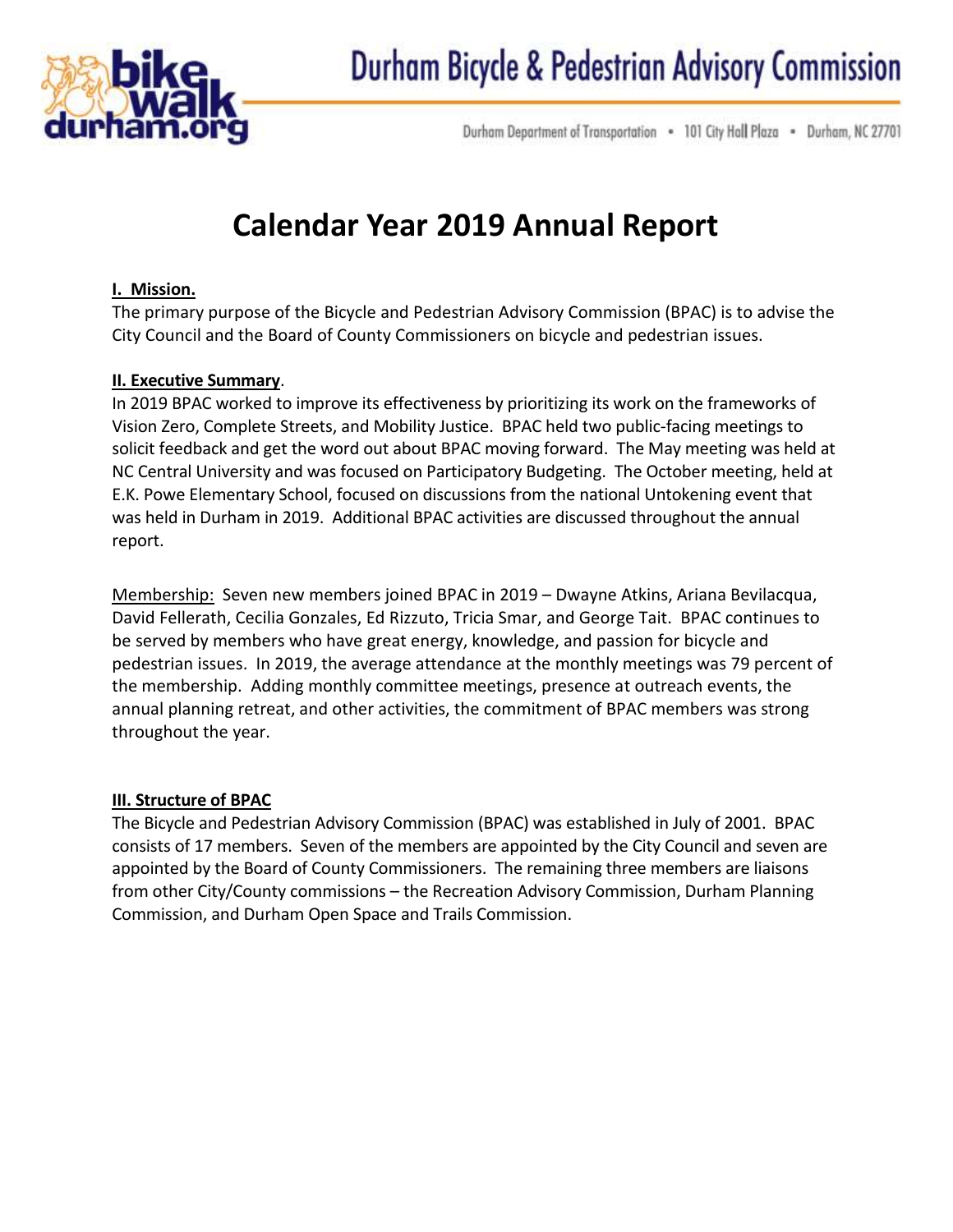# Durham Bicycle & Pedestrian Advisory Commission

Durham Department of Transportation • 101 City Hall Plaza • Durham, NC 27701

# Calendar Year 2019 Annual Report

## I. Mission.

The primary purpose of the Bicycle and Pedestrian Advisory Commission (BPAC) is to advise the City Council and the Board of County Commissioners on bicycle and pedestrian issues.

## II. Executive Summary.

In 2019 BPAC worked to improve its effectiveness by prioritizing its work on the frameworks of Vision Zero, Complete Streets, and Mobility Justice. BPAC held two public-facing meetings to solicit feedback and get the word out about BPAC moving forward. The May meeting was held at NC Central University and was focused on Participatory Budgeting. The October meeting, held at E.K. Powe Elementary School, focused on discussions from the national Untokening event that was held in Durham in 2019. Additional BPAC activities are discussed throughout the annual report.

Membership: Seven new members joined BPAC in 2019 – Dwayne Atkins, Ariana Bevilacqua, David Fellerath, Cecilia Gonzales, Ed Rizzuto, Tricia Smar, and George Tait. BPAC continues to be served by members who have great energy, knowledge, and passion for bicycle and pedestrian issues. In 2019, the average attendance at the monthly meetings was 79 percent of the membership. Adding monthly committee meetings, presence at outreach events, the annual planning retreat, and other activities, the commitment of BPAC members was strong throughout the year.

## III. Structure of BPAC

The Bicycle and Pedestrian Advisory Commission (BPAC) was established in July of 2001. BPAC consists of 17 members. Seven of the members are appointed by the City Council and seven are appointed by the Board of County Commissioners. The remaining three members are liaisons from other City/County commissions – the Recreation Advisory Commission, Durham Planning Commission, and Durham Open Space and Trails Commission.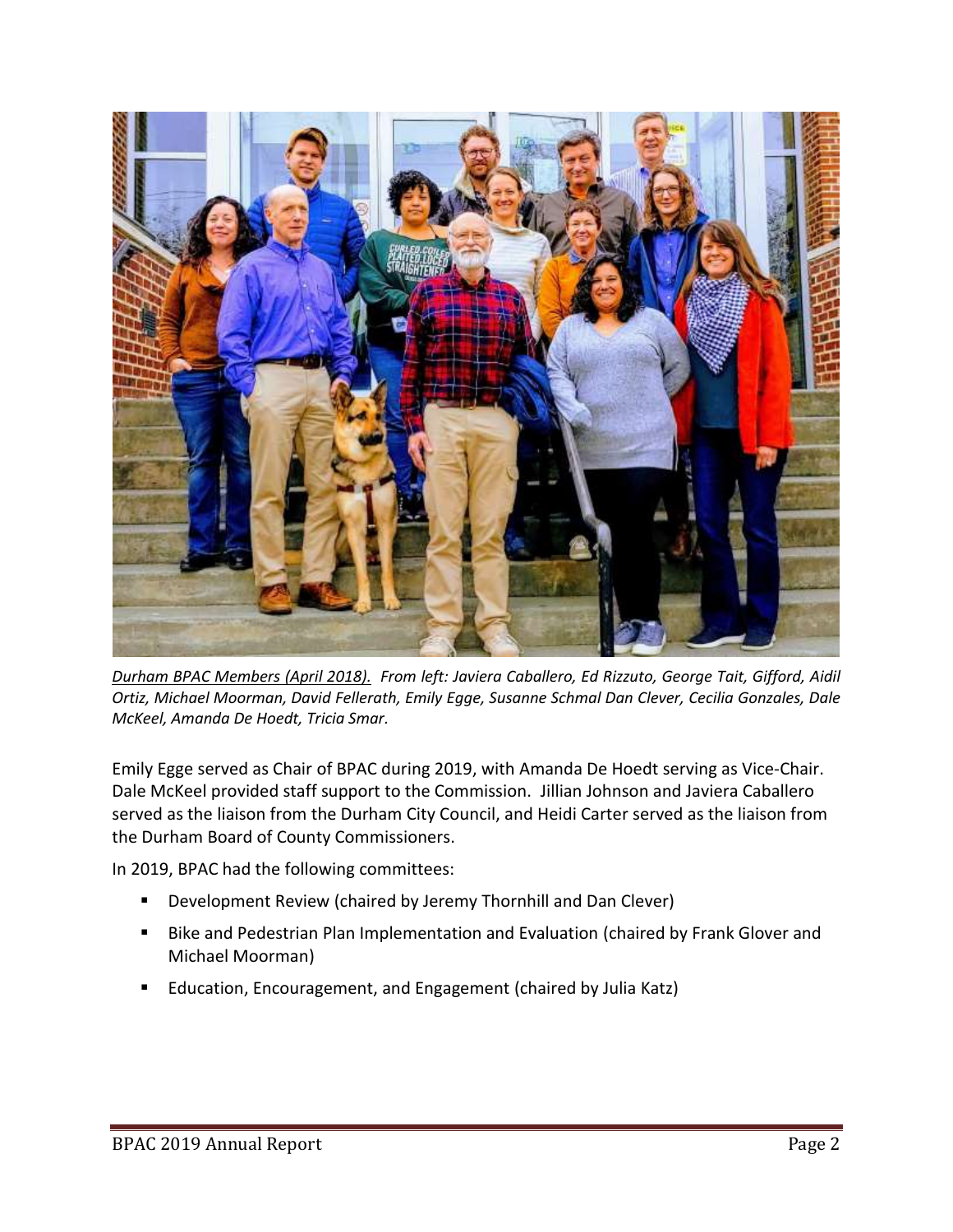*<u>Durham BPAC Members (April 2018).</u> From left: Javiera Caballero, Ed Rizzuto, George Tait, Gifford, Aidil Ortiz, Michael Moorman, David Fellerath, Emily Egge, Susanne Schmal Dan Clever, Cecilia Gonzales, Dale McKeel, Amanda De Hoedt, Tricia Smar.*

Emily Egge served as Chair of BPAC during 2019, with Amanda De Hoedt serving as Vice-Chair. Dale McKeel provided staff support to the Commission. Jillian Johnson and Javiera Caballero served as the liaison from the Durham City Council, and Heidi Carter served as the liaison from the Durham Board of County Commissioners.

In 2019, BPAC had the following committees:

- Development Review (chaired by Jeremy Thornhill and Dan Clever)
- Bike and Pedestrian Plan Implementation and Evaluation (chaired by Frank Glover and Michael Moorman)
- Education, Encouragement, and Engagement (chaired by Julia Katz)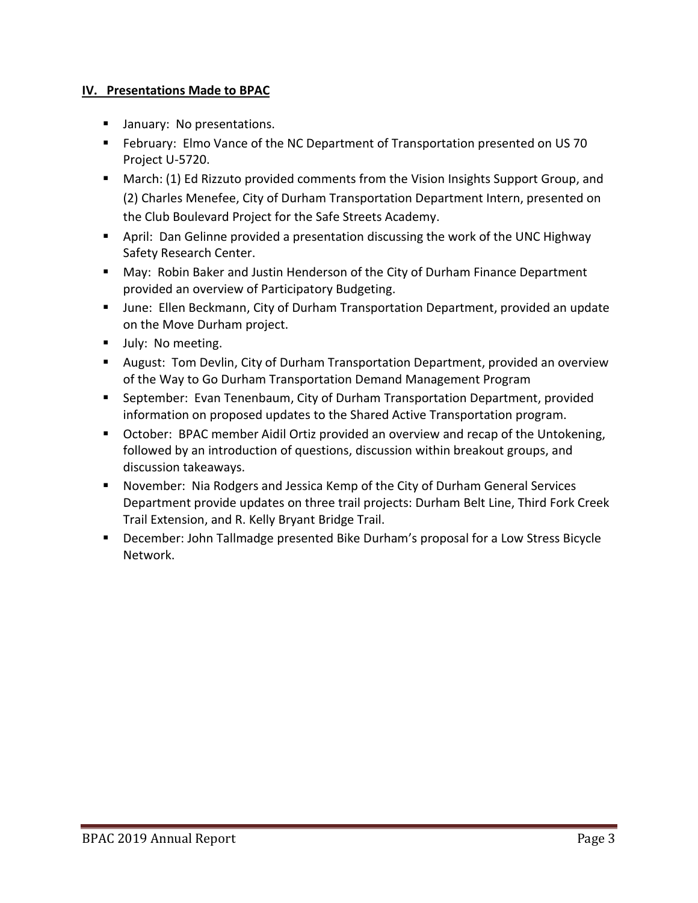## IV. Presentations Made to BPAC

- January: No presentations.
- February: Elmo Vance of the NC Department of Transportation presented on US 70 Project U-5720.
- March: (1) Ed Rizzuto provided comments from the Vision Insights Support Group, and (2) Charles Menefee, City of Durham Transportation Department Intern, presented on the Club Boulevard Project for the Safe Streets Academy.
- April: Dan Gelinne provided a presentation discussing the work of the UNC Highway Safety Research Center.
- May: Robin Baker and Justin Henderson of the City of Durham Finance Department provided an overview of Participatory Budgeting.
- June: Ellen Beckmann, City of Durham Transportation Department, provided an update on the Move Durham project.
- July: No meeting.
- August: Tom Devlin, City of Durham Transportation Department, provided an overview of the Way to Go Durham Transportation Demand Management Program
- September: Evan Tenenbaum, City of Durham Transportation Department, provided information on proposed updates to the Shared Active Transportation program.
- October: BPAC member Aidil Ortiz provided an overview and recap of the Untokening, followed by an introduction of questions, discussion within breakout groups, and discussion takeaways.
- November: Nia Rodgers and Jessica Kemp of the City of Durham General Services Department provide updates on three trail projects: Durham Belt Line, Third Fork Creek Trail Extension, and R. Kelly Bryant Bridge Trail.
- December: John Tallmadge presented Bike Durham's proposal for a Low Stress Bicycle Network.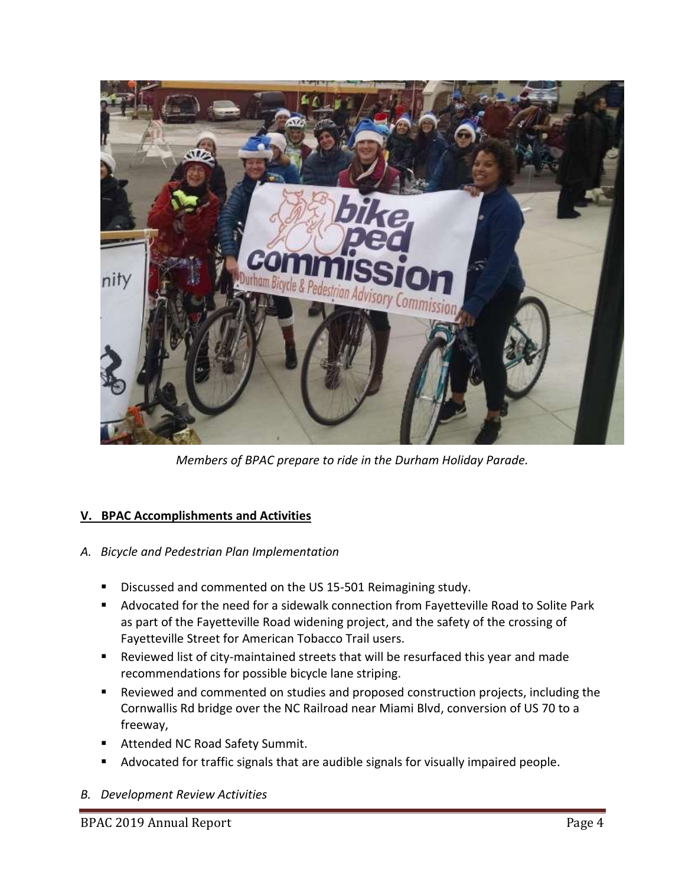*Members of BPAC prepare to ride in the Durham Holiday Parade.*

## V. BPAC Accomplishments and Activities

### *A. Bicycle and Pedestrian Plan Implementation*

- Discussed and commented on the US 15-501 Reimagining study.
- Advocated for the need for a sidewalk connection from Fayetteville Road to Solite Park as part of the Fayetteville Road widening project, and the safety of the crossing of Fayetteville Street for American Tobacco Trail users.
- Reviewed list of city-maintained streets that will be resurfaced this year and made recommendations for possible bicycle lane striping.
- Reviewed and commented on studies and proposed construction projects, including the Cornwallis Rd bridge over the NC Railroad near Miami Blvd, conversion of US 70 to a freeway,
- Attended NC Road Safety Summit.
- Advocated for traffic signals that are audible signals for visually impaired people.

### *B. Development Review Activities*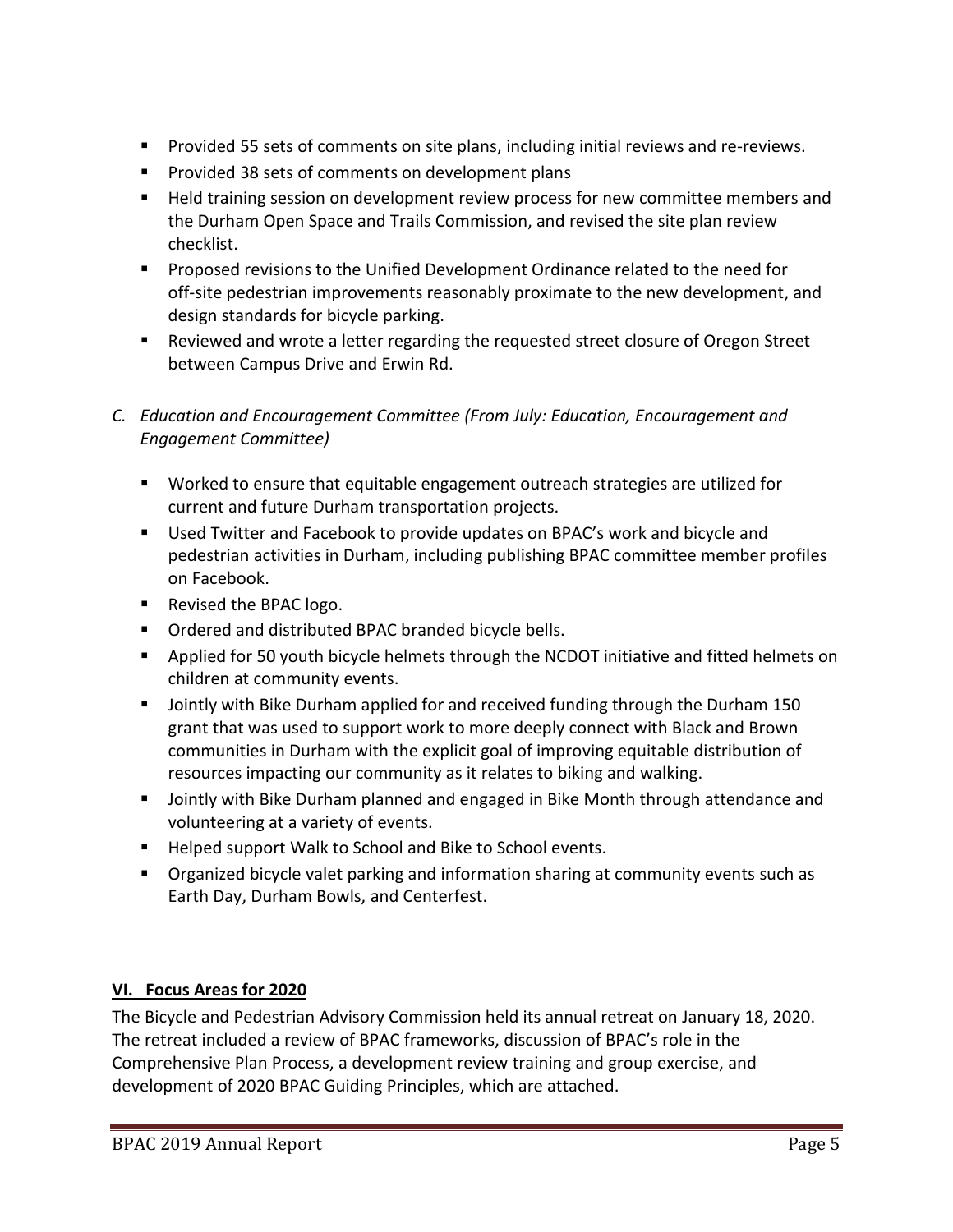- Provided 55 sets of comments on site plans, including initial reviews and re-reviews.
- Provided 38 sets of comments on development plans
- Held training session on development review process for new committee members and the Durham Open Space and Trails Commission, and revised the site plan review checklist.
- Proposed revisions to the Unified Development Ordinance related to the need for off-site pedestrian improvements reasonably proximate to the new development, and design standards for bicycle parking.
- Reviewed and wrote a letter regarding the requested street closure of Oregon Street between Campus Drive and Erwin Rd.

*C. Education and Encouragement Committee (From July: Education, Encouragement and Engagement Committee)*

- Worked to ensure that equitable engagement outreach strategies are utilized for current and future Durham transportation projects.
- Used Twitter and Facebook to provide updates on BPAC's work and bicycle and pedestrian activities in Durham, including publishing BPAC committee member profiles on Facebook.
- Revised the BPAC logo.
- Ordered and distributed BPAC branded bicycle bells.
- Applied for 50 youth bicycle helmets through the NCDOT initiative and fitted helmets on children at community events.
- Jointly with Bike Durham applied for and received funding through the Durham 150 grant that was used to support work to more deeply connect with Black and Brown communities in Durham with the explicit goal of improving equitable distribution of resources impacting our community as it relates to biking and walking.
- Jointly with Bike Durham planned and engaged in Bike Month through attendance and volunteering at a variety of events.
- Helped support Walk to School and Bike to School events.
- Organized bicycle valet parking and information sharing at community events such as Earth Day, Durham Bowls, and Centerfest.

## VI. Focus Areas for 2020

The Bicycle and Pedestrian Advisory Commission held its annual retreat on January 18, 2020. The retreat included a review of BPAC frameworks, discussion of BPAC's role in the Comprehensive Plan Process, a development review training and group exercise, and development of 2020 BPAC Guiding Principles, which are attached.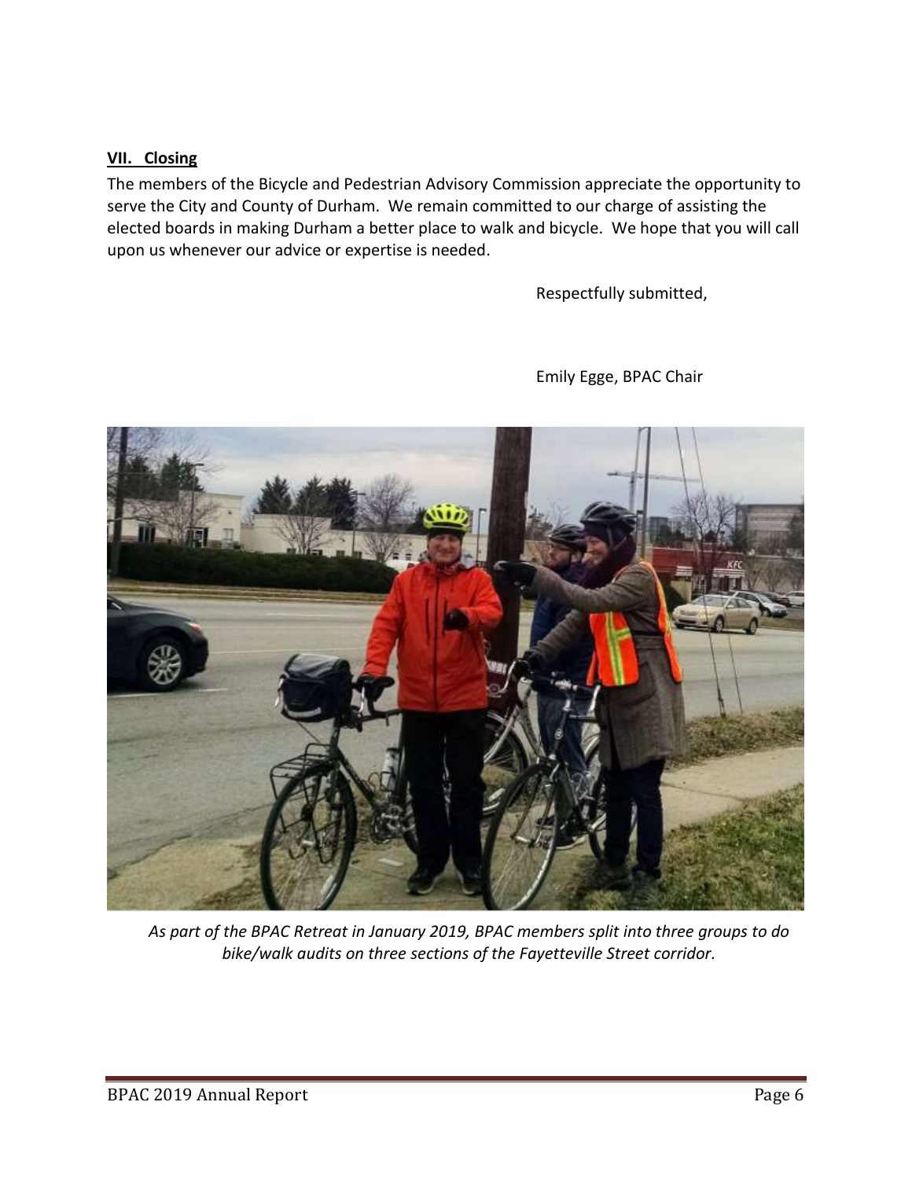## VII. Closing

The members of the Bicycle and Pedestrian Advisory Commission appreciate the opportunity to serve the City and County of Durham. We remain committed to our charge of assisting the elected boards in making Durham a better place to walk and bicycle. We hope that you will call upon us whenever our advice or expertise is needed.

Respectfully submitted,

Emily Egge, BPAC Chair

*As part of the BPAC Retreat in January 2019, BPAC members split into three groups to do bike/walk audits on three sections of the Fayetteville Street corridor.*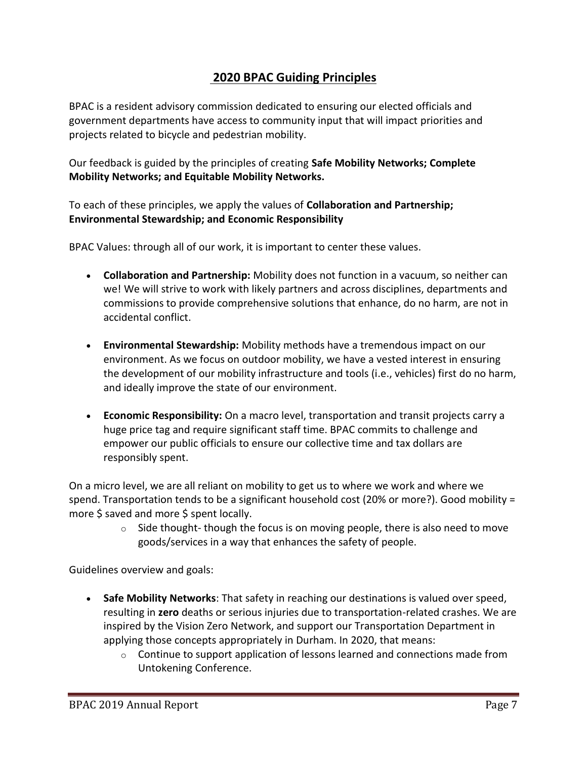## 2020 BPAC Guiding Principles

BPAC is a resident advisory commission dedicated to ensuring our elected officials and government departments have access to community input that will impact priorities and projects related to bicycle and pedestrian mobility.

Our feedback is guided by the principles of creating **Safe Mobility Networks; Complete Mobility Networks; and Equitable Mobility Networks.**

To each of these principles, we apply the values of **Collaboration and Partnership; Environmental Stewardship; and Economic Responsibility**

BPAC Values: through all of our work, it is important to center these values.

- **Collaboration and Partnership:** Mobility does not function in a vacuum, so neither can we! We will strive to work with likely partners and across disciplines, departments and commissions to provide comprehensive solutions that enhance, do no harm, are not in accidental conflict.
- **Environmental Stewardship:** Mobility methods have a tremendous impact on our environment. As we focus on outdoor mobility, we have a vested interest in ensuring the development of our mobility infrastructure and tools (i.e., vehicles) first do no harm, and ideally improve the state of our environment.
- **Economic Responsibility:** On a macro level, transportation and transit projects carry a huge price tag and require significant staff time. BPAC commits to challenge and empower our public officials to ensure our collective time and tax dollars are responsibly spent.

On a micro level, we are all reliant on mobility to get us to where we work and where we spend. Transportation tends to be a significant household cost (20% or more?). Good mobility = more $ saved and more $ spent locally.

  - Side thought- though the focus is on moving people, there is also need to move goods/services in a way that enhances the safety of people.

Guidelines overview and goals:

- **Safe Mobility Networks**: That safety in reaching our destinations is valued over speed, resulting in **zero** deaths or serious injuries due to transportation-related crashes. We are inspired by the Vision Zero Network, and support our Transportation Department in applying those concepts appropriately in Durham. In 2020, that means:
  - Continue to support application of lessons learned and connections made from Untokening Conference.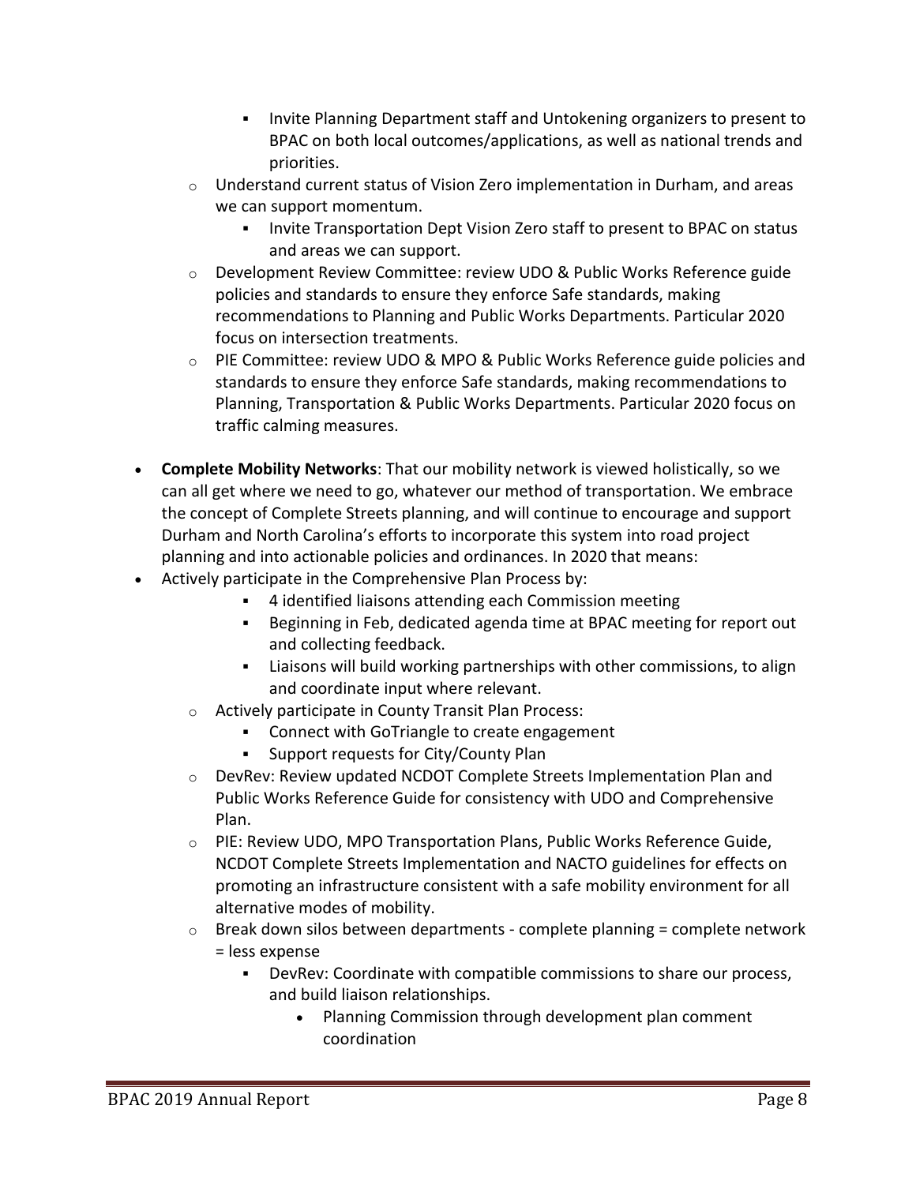- Invite Planning Department staff and Untokening organizers to present to BPAC on both local outcomes/applications, as well as national trends and priorities.
    - Understand current status of Vision Zero implementation in Durham, and areas we can support momentum.
        - Invite Transportation Dept Vision Zero staff to present to BPAC on status and areas we can support.
    - Development Review Committee: review UDO & Public Works Reference guide policies and standards to ensure they enforce Safe standards, making recommendations to Planning and Public Works Departments. Particular 2020 focus on intersection treatments.
    - PIE Committee: review UDO & MPO & Public Works Reference guide policies and standards to ensure they enforce Safe standards, making recommendations to Planning, Transportation & Public Works Departments. Particular 2020 focus on traffic calming measures.

- **Complete Mobility Networks**: That our mobility network is viewed holistically, so we can all get where we need to go, whatever our method of transportation. We embrace the concept of Complete Streets planning, and will continue to encourage and support Durham and North Carolina's efforts to incorporate this system into road project planning and into actionable policies and ordinances. In 2020 that means:
- Actively participate in the Comprehensive Plan Process by:
        - 4 identified liaisons attending each Commission meeting
        - Beginning in Feb, dedicated agenda time at BPAC meeting for report out and collecting feedback.
        - Liaisons will build working partnerships with other commissions, to align and coordinate input where relevant.
    - Actively participate in County Transit Plan Process:
        - Connect with GoTriangle to create engagement
        - Support requests for City/County Plan
    - DevRev: Review updated NCDOT Complete Streets Implementation Plan and Public Works Reference Guide for consistency with UDO and Comprehensive Plan.
    - PIE: Review UDO, MPO Transportation Plans, Public Works Reference Guide, NCDOT Complete Streets Implementation and NACTO guidelines for effects on promoting an infrastructure consistent with a safe mobility environment for all alternative modes of mobility.
    - Break down silos between departments - complete planning = complete network = less expense
        - DevRev: Coordinate with compatible commissions to share our process, and build liaison relationships.
            - Planning Commission through development plan comment coordination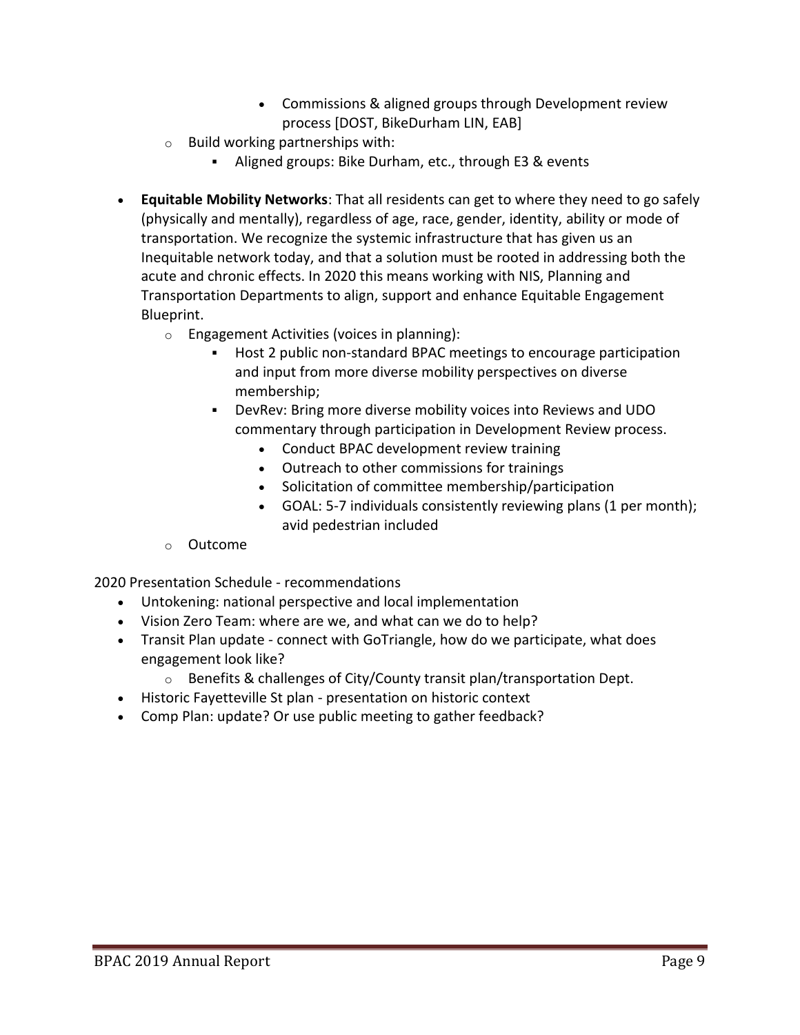- Commissions & aligned groups through Development review process [DOST, BikeDurham LIN, EAB]
  - Build working partnerships with:
    - Aligned groups: Bike Durham, etc., through E3 & events

- **Equitable Mobility Networks**: That all residents can get to where they need to go safely (physically and mentally), regardless of age, race, gender, identity, ability or mode of transportation. We recognize the systemic infrastructure that has given us an Inequitable network today, and that a solution must be rooted in addressing both the acute and chronic effects. In 2020 this means working with NIS, Planning and Transportation Departments to align, support and enhance Equitable Engagement Blueprint.
  - Engagement Activities (voices in planning):
    - Host 2 public non-standard BPAC meetings to encourage participation and input from more diverse mobility perspectives on diverse membership;
    - DevRev: Bring more diverse mobility voices into Reviews and UDO commentary through participation in Development Review process.
      - Conduct BPAC development review training
      - Outreach to other commissions for trainings
      - Solicitation of committee membership/participation
      - GOAL: 5-7 individuals consistently reviewing plans (1 per month); avid pedestrian included
  - Outcome

2020 Presentation Schedule - recommendations

- Untokening: national perspective and local implementation
- Vision Zero Team: where are we, and what can we do to help?
- Transit Plan update - connect with GoTriangle, how do we participate, what does engagement look like?
  - Benefits & challenges of City/County transit plan/transportation Dept.
- Historic Fayetteville St plan - presentation on historic context
- Comp Plan: update? Or use public meeting to gather feedback?